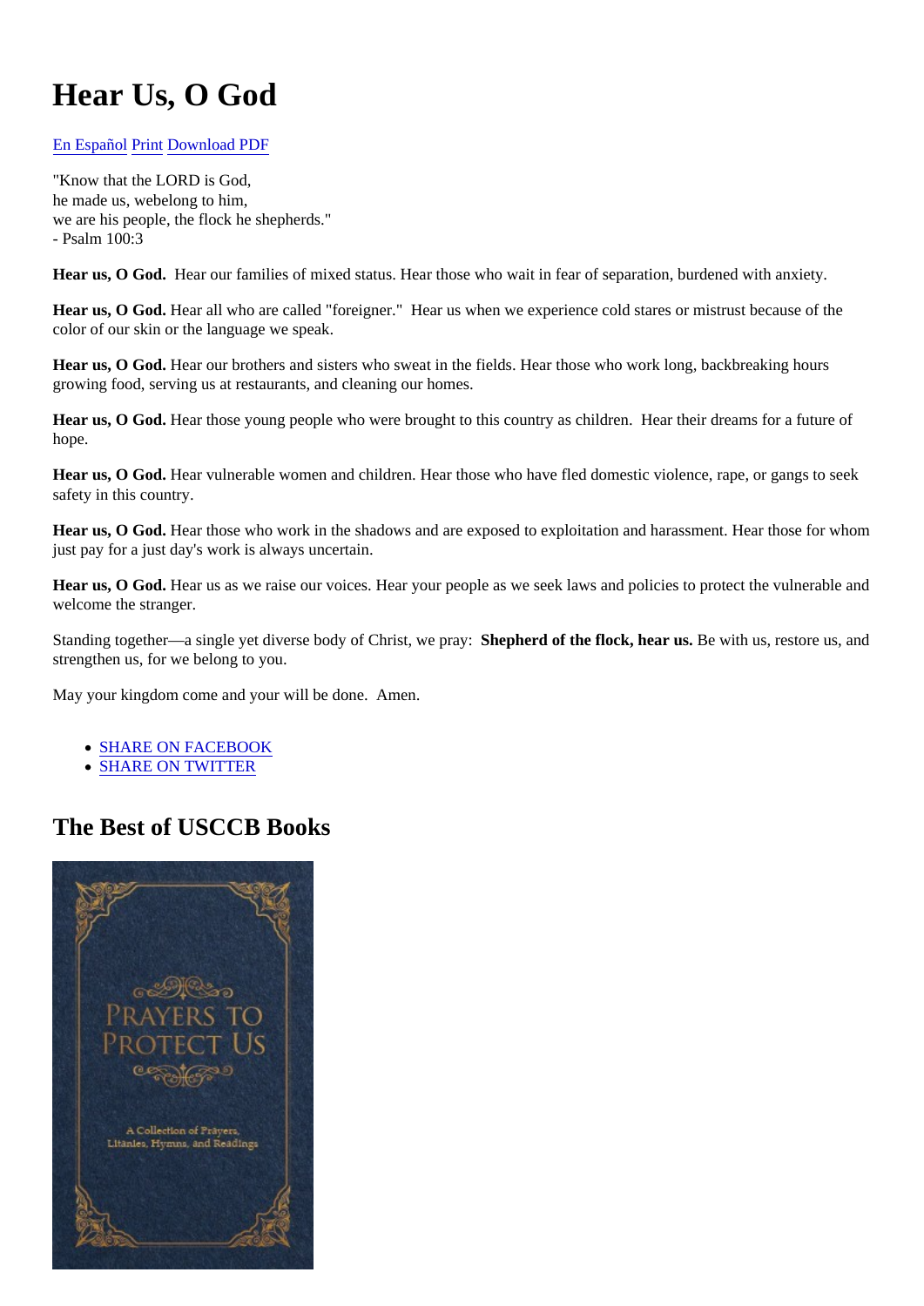# Hear Us, O God

En Español Print Download PDF

"Know that the LORD is God,
he made us, webelong to him,
we are his people, the flock he shepherds."
- Psalm 100:3

**Hear us, O God.** Hear our families of mixed status. Hear those who wait in fear of separation, burdened with anxiety.

**Hear us, O God.** Hear all who are called "foreigner." Hear us when we experience cold stares or mistrust because of the color of our skin or the language we speak.

**Hear us, O God.** Hear our brothers and sisters who sweat in the fields. Hear those who work long, backbreaking hours growing food, serving us at restaurants, and cleaning our homes.

**Hear us, O God.** Hear those young people who were brought to this country as children. Hear their dreams for a future of hope.

**Hear us, O God.** Hear vulnerable women and children. Hear those who have fled domestic violence, rape, or gangs to seek safety in this country.

**Hear us, O God.** Hear those who work in the shadows and are exposed to exploitation and harassment. Hear those for whom just pay for a just day's work is always uncertain.

**Hear us, O God.** Hear us as we raise our voices. Hear your people as we seek laws and policies to protect the vulnerable and welcome the stranger.

Standing together—a single yet diverse body of Christ, we pray: **Shepherd of the flock, hear us.** Be with us, restore us, and strengthen us, for we belong to you.

May your kingdom come and your will be done. Amen.

- SHARE ON FACEBOOK
- SHARE ON TWITTER

## The Best of USCCB Books

PRAYERS TO PROTECT US

A Collection of Prayers, Litanies, Hymns, and Readings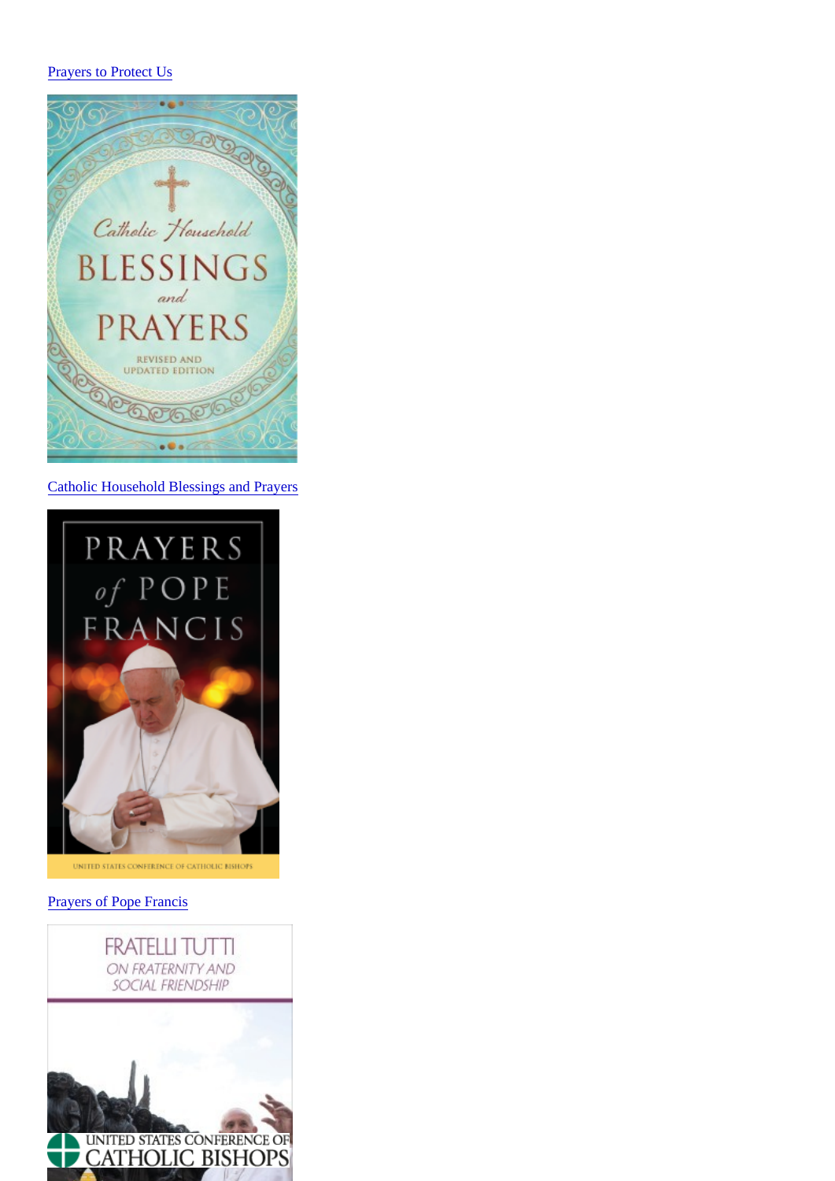[Prayers to Protect Us]

[Catholic Household Blessings and Prayers]

[Prayers of Pope Francis]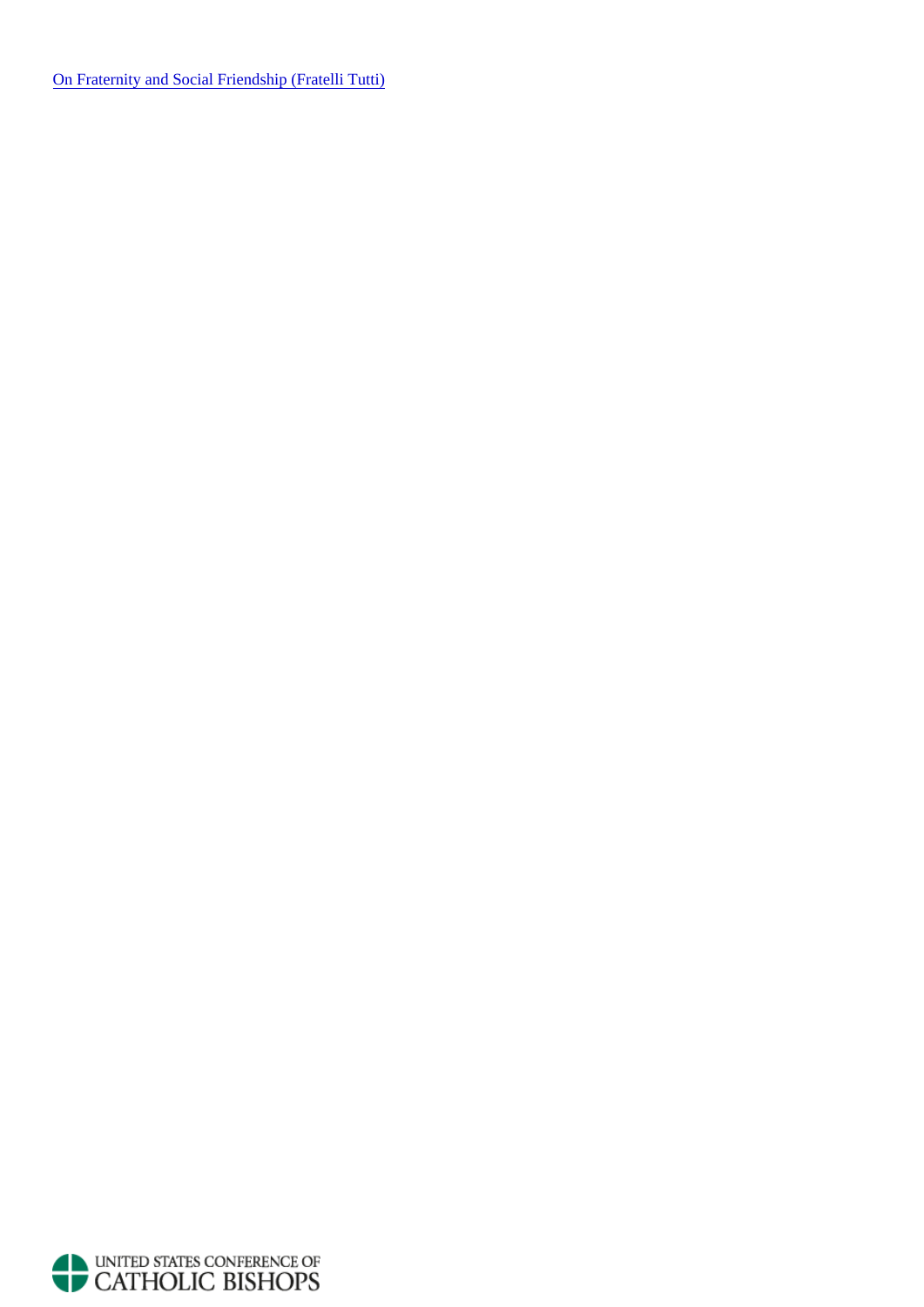[On Fraternity and Social Friendship (Fratelli Tutti)]